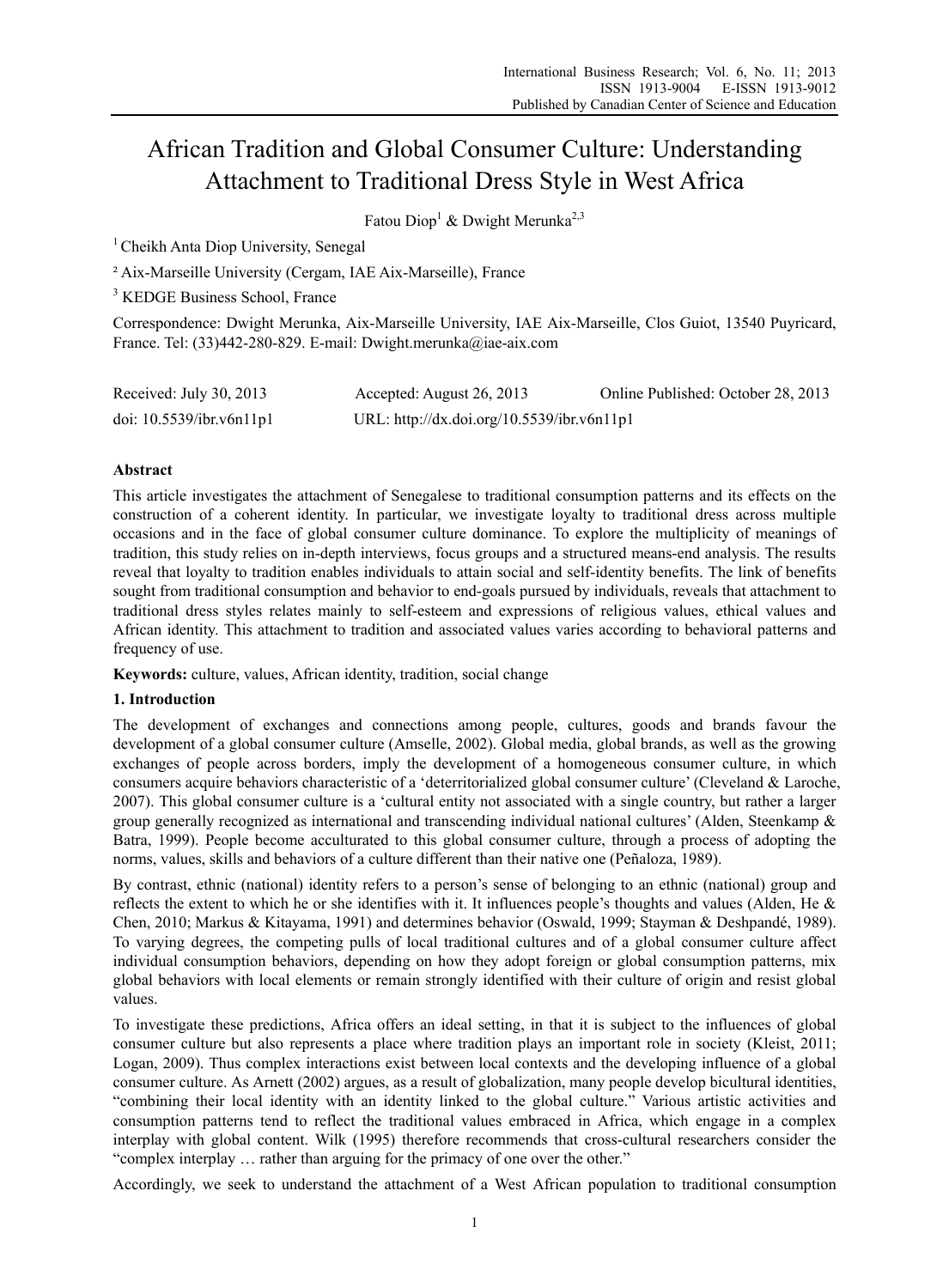# African Tradition and Global Consumer Culture: Understanding Attachment to Traditional Dress Style in West Africa

Fatou Diop[1] & Dwight Merunka[2,3]

[1] Cheikh Anta Diop University, Senegal

[2] Aix-Marseille University (Cergam, IAE Aix-Marseille), France

[3] KEDGE Business School, France

Correspondence: Dwight Merunka, Aix-Marseille University, IAE Aix-Marseille, Clos Guiot, 13540 Puyricard, France. Tel: (33)442-280-829. E-mail: Dwight.merunka@iae-aix.com

Received: July 30, 2013 Accepted: August 26, 2013 Online Published: October 28, 2013

doi: 10.5539/ibr.v6n11p1 URL: http://dx.doi.org/10.5539/ibr.v6n11p1

## Abstract

This article investigates the attachment of Senegalese to traditional consumption patterns and its effects on the construction of a coherent identity. In particular, we investigate loyalty to traditional dress across multiple occasions and in the face of global consumer culture dominance. To explore the multiplicity of meanings of tradition, this study relies on in-depth interviews, focus groups and a structured means-end analysis. The results reveal that loyalty to tradition enables individuals to attain social and self-identity benefits. The link of benefits sought from traditional consumption and behavior to end-goals pursued by individuals, reveals that attachment to traditional dress styles relates mainly to self-esteem and expressions of religious values, ethical values and African identity. This attachment to tradition and associated values varies according to behavioral patterns and frequency of use.

**Keywords:** culture, values, African identity, tradition, social change

## 1. Introduction

The development of exchanges and connections among people, cultures, goods and brands favour the development of a global consumer culture (Amselle, 2002). Global media, global brands, as well as the growing exchanges of people across borders, imply the development of a homogeneous consumer culture, in which consumers acquire behaviors characteristic of a 'deterritorialized global consumer culture' (Cleveland & Laroche, 2007). This global consumer culture is a 'cultural entity not associated with a single country, but rather a larger group generally recognized as international and transcending individual national cultures' (Alden, Steenkamp & Batra, 1999). People become acculturated to this global consumer culture, through a process of adopting the norms, values, skills and behaviors of a culture different than their native one (Peñaloza, 1989).

By contrast, ethnic (national) identity refers to a person's sense of belonging to an ethnic (national) group and reflects the extent to which he or she identifies with it. It influences people's thoughts and values (Alden, He & Chen, 2010; Markus & Kitayama, 1991) and determines behavior (Oswald, 1999; Stayman & Deshpandé, 1989). To varying degrees, the competing pulls of local traditional cultures and of a global consumer culture affect individual consumption behaviors, depending on how they adopt foreign or global consumption patterns, mix global behaviors with local elements or remain strongly identified with their culture of origin and resist global values.

To investigate these predictions, Africa offers an ideal setting, in that it is subject to the influences of global consumer culture but also represents a place where tradition plays an important role in society (Kleist, 2011; Logan, 2009). Thus complex interactions exist between local contexts and the developing influence of a global consumer culture. As Arnett (2002) argues, as a result of globalization, many people develop bicultural identities, "combining their local identity with an identity linked to the global culture." Various artistic activities and consumption patterns tend to reflect the traditional values embraced in Africa, which engage in a complex interplay with global content. Wilk (1995) therefore recommends that cross-cultural researchers consider the "complex interplay … rather than arguing for the primacy of one over the other."

Accordingly, we seek to understand the attachment of a West African population to traditional consumption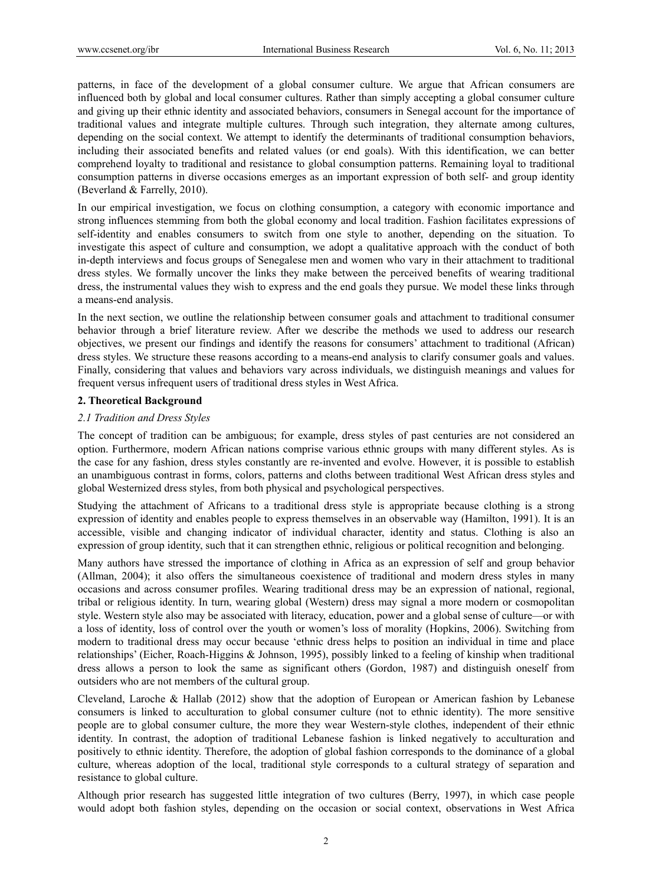patterns, in face of the development of a global consumer culture. We argue that African consumers are influenced both by global and local consumer cultures. Rather than simply accepting a global consumer culture and giving up their ethnic identity and associated behaviors, consumers in Senegal account for the importance of traditional values and integrate multiple cultures. Through such integration, they alternate among cultures, depending on the social context. We attempt to identify the determinants of traditional consumption behaviors, including their associated benefits and related values (or end goals). With this identification, we can better comprehend loyalty to traditional and resistance to global consumption patterns. Remaining loyal to traditional consumption patterns in diverse occasions emerges as an important expression of both self- and group identity (Beverland & Farrelly, 2010).

In our empirical investigation, we focus on clothing consumption, a category with economic importance and strong influences stemming from both the global economy and local tradition. Fashion facilitates expressions of self-identity and enables consumers to switch from one style to another, depending on the situation. To investigate this aspect of culture and consumption, we adopt a qualitative approach with the conduct of both in-depth interviews and focus groups of Senegalese men and women who vary in their attachment to traditional dress styles. We formally uncover the links they make between the perceived benefits of wearing traditional dress, the instrumental values they wish to express and the end goals they pursue. We model these links through a means-end analysis.

In the next section, we outline the relationship between consumer goals and attachment to traditional consumer behavior through a brief literature review. After we describe the methods we used to address our research objectives, we present our findings and identify the reasons for consumers' attachment to traditional (African) dress styles. We structure these reasons according to a means-end analysis to clarify consumer goals and values. Finally, considering that values and behaviors vary across individuals, we distinguish meanings and values for frequent versus infrequent users of traditional dress styles in West Africa.

## 2. Theoretical Background

### *2.1 Tradition and Dress Styles*

The concept of tradition can be ambiguous; for example, dress styles of past centuries are not considered an option. Furthermore, modern African nations comprise various ethnic groups with many different styles. As is the case for any fashion, dress styles constantly are re-invented and evolve. However, it is possible to establish an unambiguous contrast in forms, colors, patterns and cloths between traditional West African dress styles and global Westernized dress styles, from both physical and psychological perspectives.

Studying the attachment of Africans to a traditional dress style is appropriate because clothing is a strong expression of identity and enables people to express themselves in an observable way (Hamilton, 1991). It is an accessible, visible and changing indicator of individual character, identity and status. Clothing is also an expression of group identity, such that it can strengthen ethnic, religious or political recognition and belonging.

Many authors have stressed the importance of clothing in Africa as an expression of self and group behavior (Allman, 2004); it also offers the simultaneous coexistence of traditional and modern dress styles in many occasions and across consumer profiles. Wearing traditional dress may be an expression of national, regional, tribal or religious identity. In turn, wearing global (Western) dress may signal a more modern or cosmopolitan style. Western style also may be associated with literacy, education, power and a global sense of culture—or with a loss of identity, loss of control over the youth or women's loss of morality (Hopkins, 2006). Switching from modern to traditional dress may occur because 'ethnic dress helps to position an individual in time and place relationships' (Eicher, Roach-Higgins & Johnson, 1995), possibly linked to a feeling of kinship when traditional dress allows a person to look the same as significant others (Gordon, 1987) and distinguish oneself from outsiders who are not members of the cultural group.

Cleveland, Laroche & Hallab (2012) show that the adoption of European or American fashion by Lebanese consumers is linked to acculturation to global consumer culture (not to ethnic identity). The more sensitive people are to global consumer culture, the more they wear Western-style clothes, independent of their ethnic identity. In contrast, the adoption of traditional Lebanese fashion is linked negatively to acculturation and positively to ethnic identity. Therefore, the adoption of global fashion corresponds to the dominance of a global culture, whereas adoption of the local, traditional style corresponds to a cultural strategy of separation and resistance to global culture.

Although prior research has suggested little integration of two cultures (Berry, 1997), in which case people would adopt both fashion styles, depending on the occasion or social context, observations in West Africa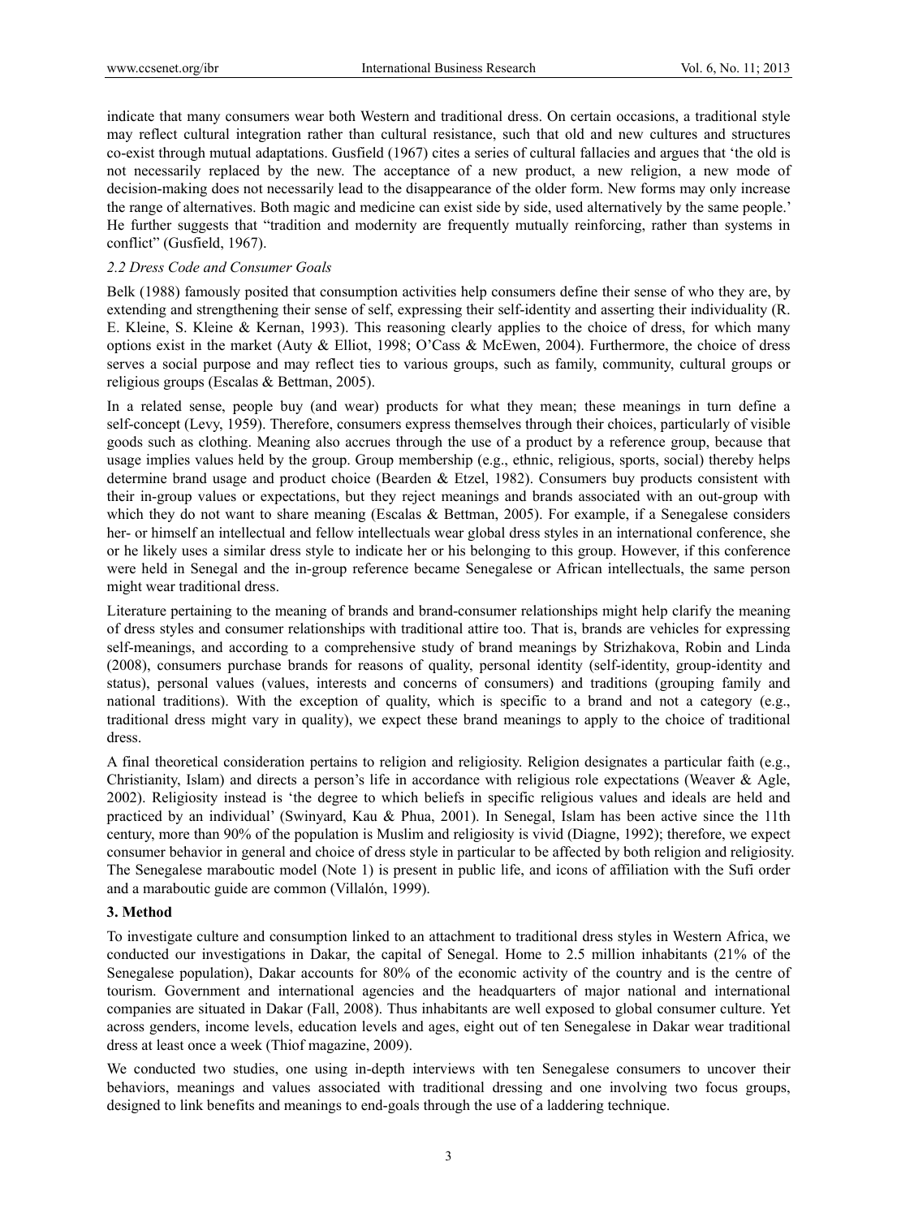indicate that many consumers wear both Western and traditional dress. On certain occasions, a traditional style may reflect cultural integration rather than cultural resistance, such that old and new cultures and structures co-exist through mutual adaptations. Gusfield (1967) cites a series of cultural fallacies and argues that 'the old is not necessarily replaced by the new. The acceptance of a new product, a new religion, a new mode of decision-making does not necessarily lead to the disappearance of the older form. New forms may only increase the range of alternatives. Both magic and medicine can exist side by side, used alternatively by the same people.' He further suggests that "tradition and modernity are frequently mutually reinforcing, rather than systems in conflict" (Gusfield, 1967).

### *2.2 Dress Code and Consumer Goals*

Belk (1988) famously posited that consumption activities help consumers define their sense of who they are, by extending and strengthening their sense of self, expressing their self-identity and asserting their individuality (R. E. Kleine, S. Kleine & Kernan, 1993). This reasoning clearly applies to the choice of dress, for which many options exist in the market (Auty & Elliot, 1998; O'Cass & McEwen, 2004). Furthermore, the choice of dress serves a social purpose and may reflect ties to various groups, such as family, community, cultural groups or religious groups (Escalas & Bettman, 2005).

In a related sense, people buy (and wear) products for what they mean; these meanings in turn define a self-concept (Levy, 1959). Therefore, consumers express themselves through their choices, particularly of visible goods such as clothing. Meaning also accrues through the use of a product by a reference group, because that usage implies values held by the group. Group membership (e.g., ethnic, religious, sports, social) thereby helps determine brand usage and product choice (Bearden & Etzel, 1982). Consumers buy products consistent with their in-group values or expectations, but they reject meanings and brands associated with an out-group with which they do not want to share meaning (Escalas & Bettman, 2005). For example, if a Senegalese considers her- or himself an intellectual and fellow intellectuals wear global dress styles in an international conference, she or he likely uses a similar dress style to indicate her or his belonging to this group. However, if this conference were held in Senegal and the in-group reference became Senegalese or African intellectuals, the same person might wear traditional dress.

Literature pertaining to the meaning of brands and brand-consumer relationships might help clarify the meaning of dress styles and consumer relationships with traditional attire too. That is, brands are vehicles for expressing self-meanings, and according to a comprehensive study of brand meanings by Strizhakova, Robin and Linda (2008), consumers purchase brands for reasons of quality, personal identity (self-identity, group-identity and status), personal values (values, interests and concerns of consumers) and traditions (grouping family and national traditions). With the exception of quality, which is specific to a brand and not a category (e.g., traditional dress might vary in quality), we expect these brand meanings to apply to the choice of traditional dress.

A final theoretical consideration pertains to religion and religiosity. Religion designates a particular faith (e.g., Christianity, Islam) and directs a person's life in accordance with religious role expectations (Weaver & Agle, 2002). Religiosity instead is 'the degree to which beliefs in specific religious values and ideals are held and practiced by an individual' (Swinyard, Kau & Phua, 2001). In Senegal, Islam has been active since the 11th century, more than 90% of the population is Muslim and religiosity is vivid (Diagne, 1992); therefore, we expect consumer behavior in general and choice of dress style in particular to be affected by both religion and religiosity. The Senegalese maraboutic model (Note 1) is present in public life, and icons of affiliation with the Sufi order and a maraboutic guide are common (Villalón, 1999).

## **3. Method**

To investigate culture and consumption linked to an attachment to traditional dress styles in Western Africa, we conducted our investigations in Dakar, the capital of Senegal. Home to 2.5 million inhabitants (21% of the Senegalese population), Dakar accounts for 80% of the economic activity of the country and is the centre of tourism. Government and international agencies and the headquarters of major national and international companies are situated in Dakar (Fall, 2008). Thus inhabitants are well exposed to global consumer culture. Yet across genders, income levels, education levels and ages, eight out of ten Senegalese in Dakar wear traditional dress at least once a week (Thiof magazine, 2009).

We conducted two studies, one using in-depth interviews with ten Senegalese consumers to uncover their behaviors, meanings and values associated with traditional dressing and one involving two focus groups, designed to link benefits and meanings to end-goals through the use of a laddering technique.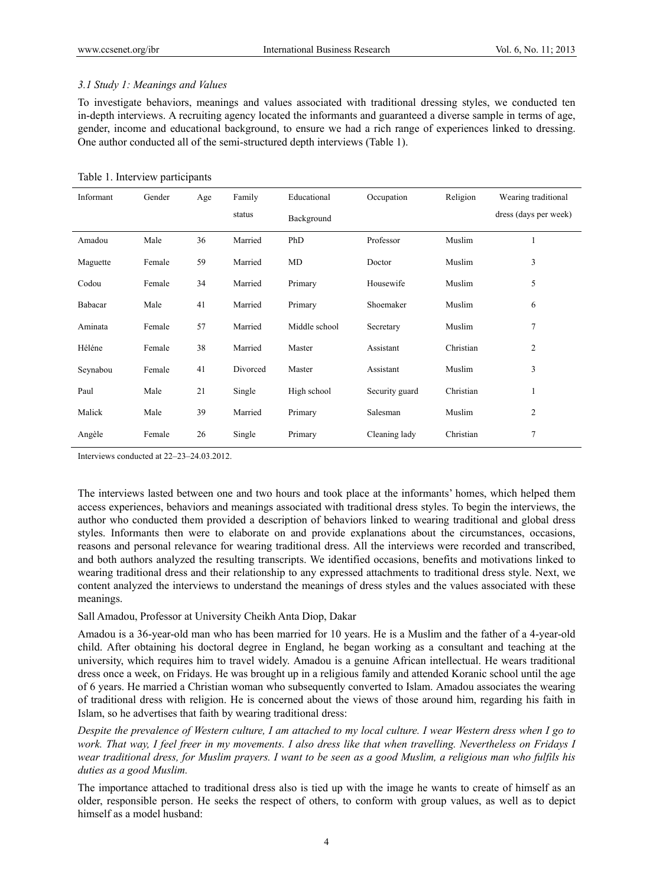### *3.1 Study 1: Meanings and Values*

To investigate behaviors, meanings and values associated with traditional dressing styles, we conducted ten in-depth interviews. A recruiting agency located the informants and guaranteed a diverse sample in terms of age, gender, income and educational background, to ensure we had a rich range of experiences linked to dressing. One author conducted all of the semi-structured depth interviews (Table 1).

Table 1. Interview participants

| Informant | Gender | Age | Family status | Educational Background | Occupation | Religion | Wearing traditional dress (days per week) |
|---|---|---|---|---|---|---|---|
| Amadou | Male | 36 | Married | PhD | Professor | Muslim | 1 |
| Maguette | Female | 59 | Married | MD | Doctor | Muslim | 3 |
| Codou | Female | 34 | Married | Primary | Housewife | Muslim | 5 |
| Babacar | Male | 41 | Married | Primary | Shoemaker | Muslim | 6 |
| Aminata | Female | 57 | Married | Middle school | Secretary | Muslim | 7 |
| Héléne | Female | 38 | Married | Master | Assistant | Christian | 2 |
| Seynabou | Female | 41 | Divorced | Master | Assistant | Muslim | 3 |
| Paul | Male | 21 | Single | High school | Security guard | Christian | 1 |
| Malick | Male | 39 | Married | Primary | Salesman | Muslim | 2 |
| Angèle | Female | 26 | Single | Primary | Cleaning lady | Christian | 7 |

Interviews conducted at 22–23–24.03.2012.

The interviews lasted between one and two hours and took place at the informants' homes, which helped them access experiences, behaviors and meanings associated with traditional dress styles. To begin the interviews, the author who conducted them provided a description of behaviors linked to wearing traditional and global dress styles. Informants then were to elaborate on and provide explanations about the circumstances, occasions, reasons and personal relevance for wearing traditional dress. All the interviews were recorded and transcribed, and both authors analyzed the resulting transcripts. We identified occasions, benefits and motivations linked to wearing traditional dress and their relationship to any expressed attachments to traditional dress style. Next, we content analyzed the interviews to understand the meanings of dress styles and the values associated with these meanings.

Sall Amadou, Professor at University Cheikh Anta Diop, Dakar

Amadou is a 36-year-old man who has been married for 10 years. He is a Muslim and the father of a 4-year-old child. After obtaining his doctoral degree in England, he began working as a consultant and teaching at the university, which requires him to travel widely. Amadou is a genuine African intellectual. He wears traditional dress once a week, on Fridays. He was brought up in a religious family and attended Koranic school until the age of 6 years. He married a Christian woman who subsequently converted to Islam. Amadou associates the wearing of traditional dress with religion. He is concerned about the views of those around him, regarding his faith in Islam, so he advertises that faith by wearing traditional dress:

*Despite the prevalence of Western culture, I am attached to my local culture. I wear Western dress when I go to work. That way, I feel freer in my movements. I also dress like that when travelling. Nevertheless on Fridays I wear traditional dress, for Muslim prayers. I want to be seen as a good Muslim, a religious man who fulfils his duties as a good Muslim.*

The importance attached to traditional dress also is tied up with the image he wants to create of himself as an older, responsible person. He seeks the respect of others, to conform with group values, as well as to depict himself as a model husband: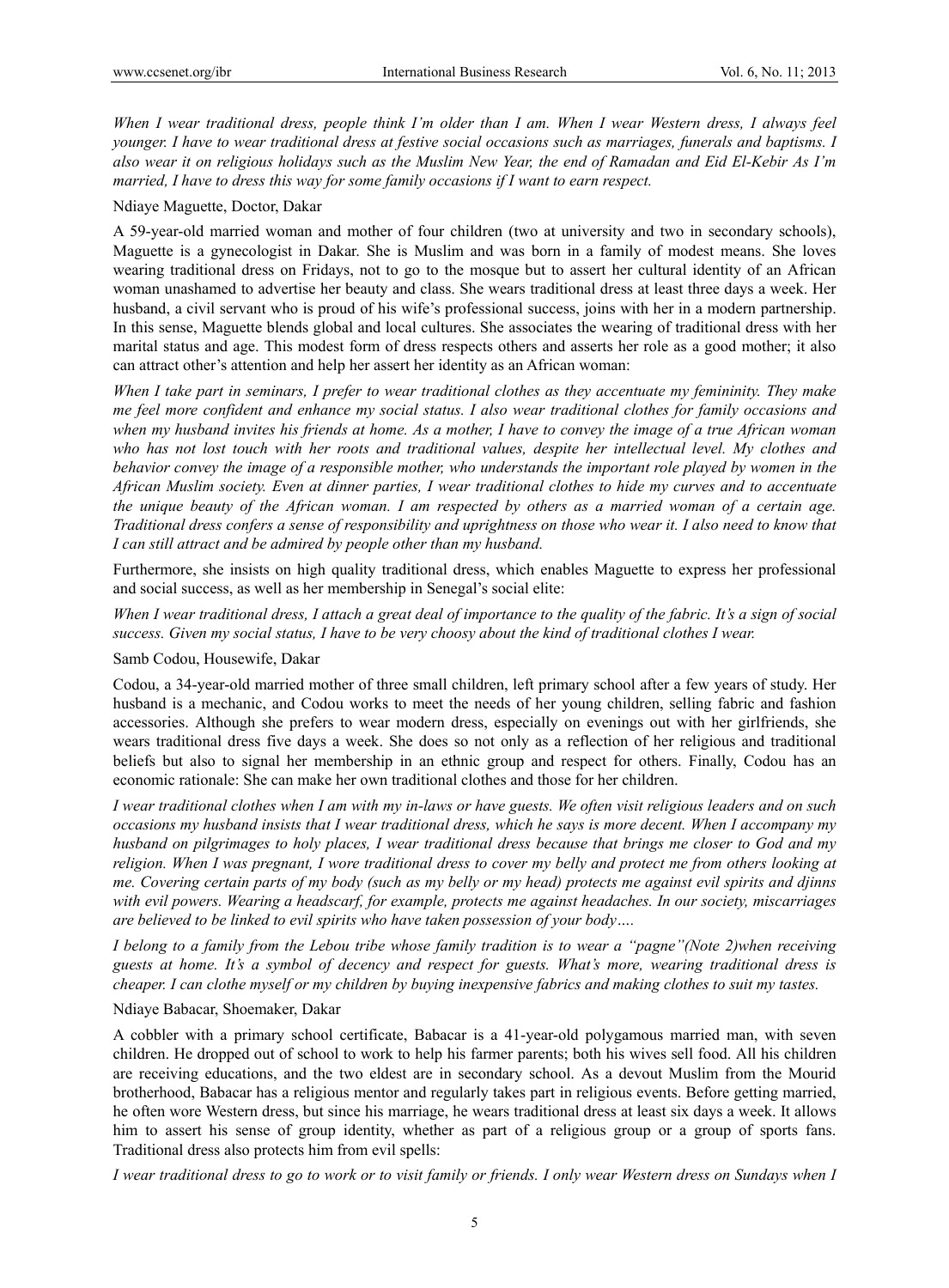*When I wear traditional dress, people think I'm older than I am. When I wear Western dress, I always feel younger. I have to wear traditional dress at festive social occasions such as marriages, funerals and baptisms. I also wear it on religious holidays such as the Muslim New Year, the end of Ramadan and Eid El-Kebir As I'm married, I have to dress this way for some family occasions if I want to earn respect.*

Ndiaye Maguette, Doctor, Dakar

A 59-year-old married woman and mother of four children (two at university and two in secondary schools), Maguette is a gynecologist in Dakar. She is Muslim and was born in a family of modest means. She loves wearing traditional dress on Fridays, not to go to the mosque but to assert her cultural identity of an African woman unashamed to advertise her beauty and class. She wears traditional dress at least three days a week. Her husband, a civil servant who is proud of his wife's professional success, joins with her in a modern partnership. In this sense, Maguette blends global and local cultures. She associates the wearing of traditional dress with her marital status and age. This modest form of dress respects others and asserts her role as a good mother; it also can attract other's attention and help her assert her identity as an African woman:

*When I take part in seminars, I prefer to wear traditional clothes as they accentuate my femininity. They make me feel more confident and enhance my social status. I also wear traditional clothes for family occasions and when my husband invites his friends at home. As a mother, I have to convey the image of a true African woman who has not lost touch with her roots and traditional values, despite her intellectual level. My clothes and behavior convey the image of a responsible mother, who understands the important role played by women in the African Muslim society. Even at dinner parties, I wear traditional clothes to hide my curves and to accentuate the unique beauty of the African woman. I am respected by others as a married woman of a certain age. Traditional dress confers a sense of responsibility and uprightness on those who wear it. I also need to know that I can still attract and be admired by people other than my husband.*

Furthermore, she insists on high quality traditional dress, which enables Maguette to express her professional and social success, as well as her membership in Senegal's social elite:

*When I wear traditional dress, I attach a great deal of importance to the quality of the fabric. It's a sign of social success. Given my social status, I have to be very choosy about the kind of traditional clothes I wear.*

Samb Codou, Housewife, Dakar

Codou, a 34-year-old married mother of three small children, left primary school after a few years of study. Her husband is a mechanic, and Codou works to meet the needs of her young children, selling fabric and fashion accessories. Although she prefers to wear modern dress, especially on evenings out with her girlfriends, she wears traditional dress five days a week. She does so not only as a reflection of her religious and traditional beliefs but also to signal her membership in an ethnic group and respect for others. Finally, Codou has an economic rationale: She can make her own traditional clothes and those for her children.

*I wear traditional clothes when I am with my in-laws or have guests. We often visit religious leaders and on such occasions my husband insists that I wear traditional dress, which he says is more decent. When I accompany my husband on pilgrimages to holy places, I wear traditional dress because that brings me closer to God and my religion. When I was pregnant, I wore traditional dress to cover my belly and protect me from others looking at me. Covering certain parts of my body (such as my belly or my head) protects me against evil spirits and djinns with evil powers. Wearing a headscarf, for example, protects me against headaches. In our society, miscarriages are believed to be linked to evil spirits who have taken possession of your body….*

*I belong to a family from the Lebou tribe whose family tradition is to wear a "pagne"(Note 2)when receiving guests at home. It's a symbol of decency and respect for guests. What's more, wearing traditional dress is cheaper. I can clothe myself or my children by buying inexpensive fabrics and making clothes to suit my tastes.*

Ndiaye Babacar, Shoemaker, Dakar

A cobbler with a primary school certificate, Babacar is a 41-year-old polygamous married man, with seven children. He dropped out of school to work to help his farmer parents; both his wives sell food. All his children are receiving educations, and the two eldest are in secondary school. As a devout Muslim from the Mourid brotherhood, Babacar has a religious mentor and regularly takes part in religious events. Before getting married, he often wore Western dress, but since his marriage, he wears traditional dress at least six days a week. It allows him to assert his sense of group identity, whether as part of a religious group or a group of sports fans. Traditional dress also protects him from evil spells:

*I wear traditional dress to go to work or to visit family or friends. I only wear Western dress on Sundays when I*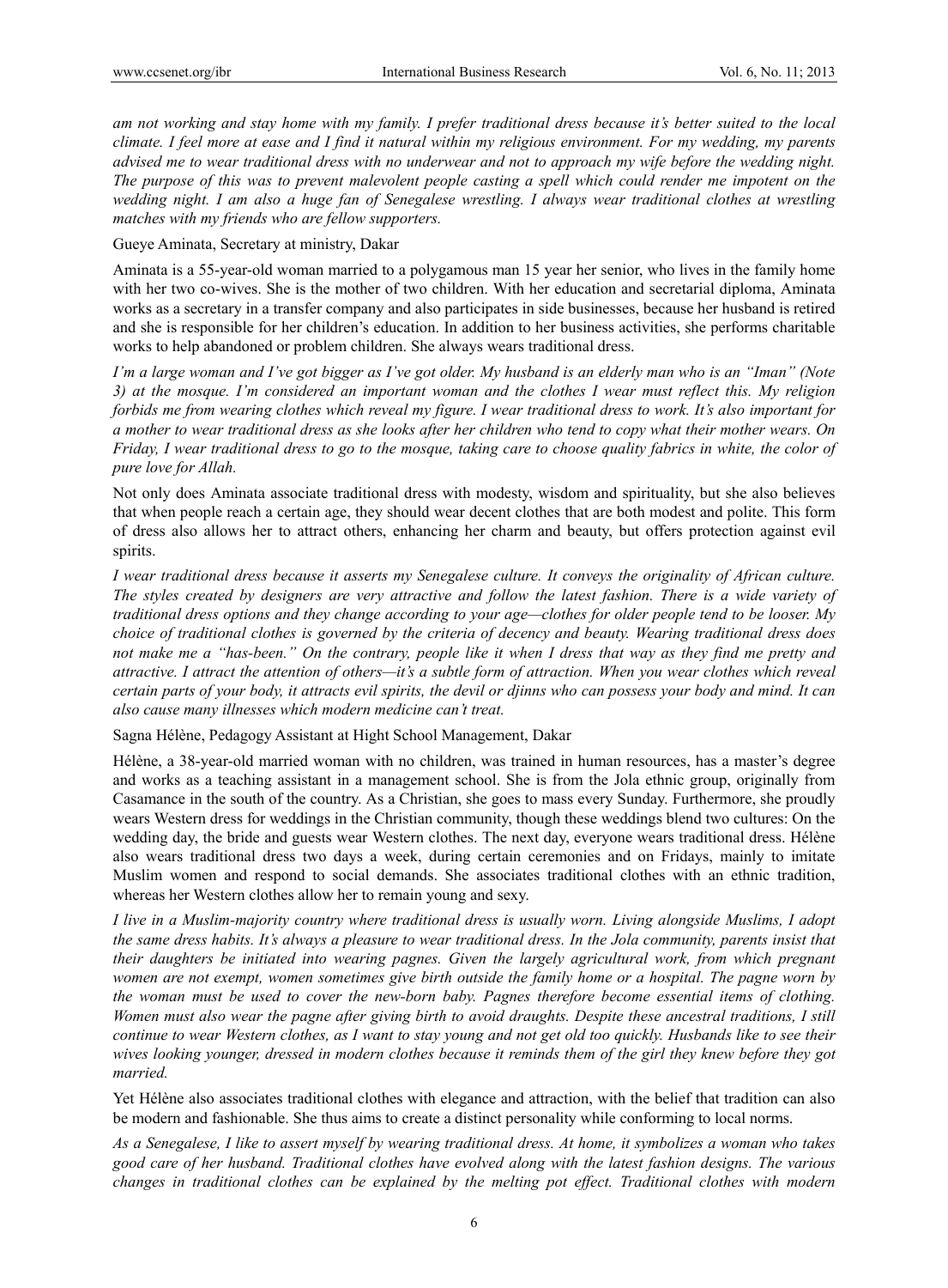*am not working and stay home with my family. I prefer traditional dress because it's better suited to the local climate. I feel more at ease and I find it natural within my religious environment. For my wedding, my parents advised me to wear traditional dress with no underwear and not to approach my wife before the wedding night. The purpose of this was to prevent malevolent people casting a spell which could render me impotent on the wedding night. I am also a huge fan of Senegalese wrestling. I always wear traditional clothes at wrestling matches with my friends who are fellow supporters.*

Gueye Aminata, Secretary at ministry, Dakar

Aminata is a 55-year-old woman married to a polygamous man 15 year her senior, who lives in the family home with her two co-wives. She is the mother of two children. With her education and secretarial diploma, Aminata works as a secretary in a transfer company and also participates in side businesses, because her husband is retired and she is responsible for her children's education. In addition to her business activities, she performs charitable works to help abandoned or problem children. She always wears traditional dress.

*I'm a large woman and I've got bigger as I've got older. My husband is an elderly man who is an "Iman" (Note 3) at the mosque. I'm considered an important woman and the clothes I wear must reflect this. My religion forbids me from wearing clothes which reveal my figure. I wear traditional dress to work. It's also important for a mother to wear traditional dress as she looks after her children who tend to copy what their mother wears. On Friday, I wear traditional dress to go to the mosque, taking care to choose quality fabrics in white, the color of pure love for Allah.*

Not only does Aminata associate traditional dress with modesty, wisdom and spirituality, but she also believes that when people reach a certain age, they should wear decent clothes that are both modest and polite. This form of dress also allows her to attract others, enhancing her charm and beauty, but offers protection against evil spirits.

*I wear traditional dress because it asserts my Senegalese culture. It conveys the originality of African culture. The styles created by designers are very attractive and follow the latest fashion. There is a wide variety of traditional dress options and they change according to your age—clothes for older people tend to be looser. My choice of traditional clothes is governed by the criteria of decency and beauty. Wearing traditional dress does not make me a "has-been." On the contrary, people like it when I dress that way as they find me pretty and attractive. I attract the attention of others—it's a subtle form of attraction. When you wear clothes which reveal certain parts of your body, it attracts evil spirits, the devil or djinns who can possess your body and mind. It can also cause many illnesses which modern medicine can't treat.*

Sagna Hélène, Pedagogy Assistant at Hight School Management, Dakar

Hélène, a 38-year-old married woman with no children, was trained in human resources, has a master's degree and works as a teaching assistant in a management school. She is from the Jola ethnic group, originally from Casamance in the south of the country. As a Christian, she goes to mass every Sunday. Furthermore, she proudly wears Western dress for weddings in the Christian community, though these weddings blend two cultures: On the wedding day, the bride and guests wear Western clothes. The next day, everyone wears traditional dress. Hélène also wears traditional dress two days a week, during certain ceremonies and on Fridays, mainly to imitate Muslim women and respond to social demands. She associates traditional clothes with an ethnic tradition, whereas her Western clothes allow her to remain young and sexy.

*I live in a Muslim-majority country where traditional dress is usually worn. Living alongside Muslims, I adopt the same dress habits. It's always a pleasure to wear traditional dress. In the Jola community, parents insist that their daughters be initiated into wearing pagnes. Given the largely agricultural work, from which pregnant women are not exempt, women sometimes give birth outside the family home or a hospital. The pagne worn by the woman must be used to cover the new-born baby. Pagnes therefore become essential items of clothing. Women must also wear the pagne after giving birth to avoid draughts. Despite these ancestral traditions, I still continue to wear Western clothes, as I want to stay young and not get old too quickly. Husbands like to see their wives looking younger, dressed in modern clothes because it reminds them of the girl they knew before they got married.*

Yet Hélène also associates traditional clothes with elegance and attraction, with the belief that tradition can also be modern and fashionable. She thus aims to create a distinct personality while conforming to local norms.

*As a Senegalese, I like to assert myself by wearing traditional dress. At home, it symbolizes a woman who takes good care of her husband. Traditional clothes have evolved along with the latest fashion designs. The various changes in traditional clothes can be explained by the melting pot effect. Traditional clothes with modern*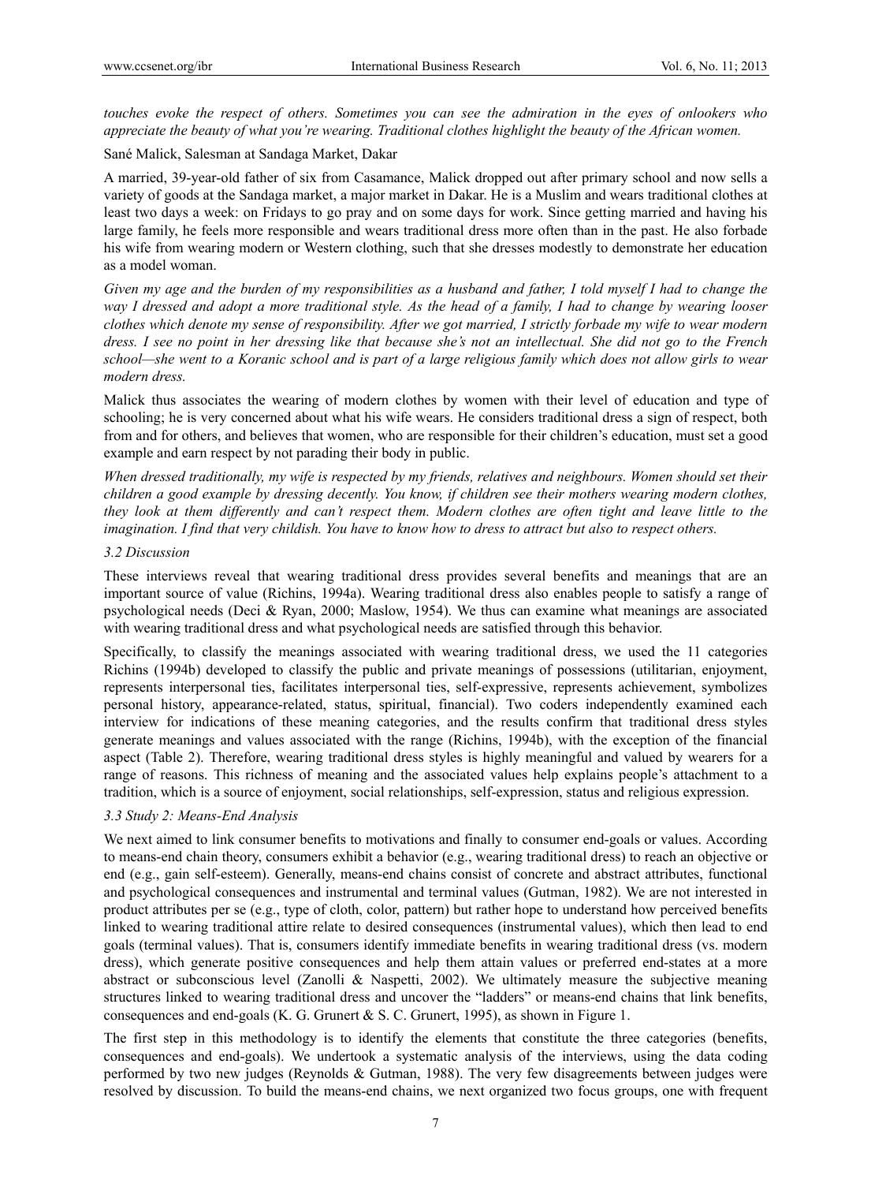*touches evoke the respect of others. Sometimes you can see the admiration in the eyes of onlookers who appreciate the beauty of what you're wearing. Traditional clothes highlight the beauty of the African women.*

Sané Malick, Salesman at Sandaga Market, Dakar

A married, 39-year-old father of six from Casamance, Malick dropped out after primary school and now sells a variety of goods at the Sandaga market, a major market in Dakar. He is a Muslim and wears traditional clothes at least two days a week: on Fridays to go pray and on some days for work. Since getting married and having his large family, he feels more responsible and wears traditional dress more often than in the past. He also forbade his wife from wearing modern or Western clothing, such that she dresses modestly to demonstrate her education as a model woman.

*Given my age and the burden of my responsibilities as a husband and father, I told myself I had to change the way I dressed and adopt a more traditional style. As the head of a family, I had to change by wearing looser clothes which denote my sense of responsibility. After we got married, I strictly forbade my wife to wear modern dress. I see no point in her dressing like that because she's not an intellectual. She did not go to the French school—she went to a Koranic school and is part of a large religious family which does not allow girls to wear modern dress.*

Malick thus associates the wearing of modern clothes by women with their level of education and type of schooling; he is very concerned about what his wife wears. He considers traditional dress a sign of respect, both from and for others, and believes that women, who are responsible for their children's education, must set a good example and earn respect by not parading their body in public.

*When dressed traditionally, my wife is respected by my friends, relatives and neighbours. Women should set their children a good example by dressing decently. You know, if children see their mothers wearing modern clothes, they look at them differently and can't respect them. Modern clothes are often tight and leave little to the imagination. I find that very childish. You have to know how to dress to attract but also to respect others.*

### 3.2 Discussion

These interviews reveal that wearing traditional dress provides several benefits and meanings that are an important source of value (Richins, 1994a). Wearing traditional dress also enables people to satisfy a range of psychological needs (Deci & Ryan, 2000; Maslow, 1954). We thus can examine what meanings are associated with wearing traditional dress and what psychological needs are satisfied through this behavior.

Specifically, to classify the meanings associated with wearing traditional dress, we used the 11 categories Richins (1994b) developed to classify the public and private meanings of possessions (utilitarian, enjoyment, represents interpersonal ties, facilitates interpersonal ties, self-expressive, represents achievement, symbolizes personal history, appearance-related, status, spiritual, financial). Two coders independently examined each interview for indications of these meaning categories, and the results confirm that traditional dress styles generate meanings and values associated with the range (Richins, 1994b), with the exception of the financial aspect (Table 2). Therefore, wearing traditional dress styles is highly meaningful and valued by wearers for a range of reasons. This richness of meaning and the associated values help explains people's attachment to a tradition, which is a source of enjoyment, social relationships, self-expression, status and religious expression.

### 3.3 Study 2: Means-End Analysis

We next aimed to link consumer benefits to motivations and finally to consumer end-goals or values. According to means-end chain theory, consumers exhibit a behavior (e.g., wearing traditional dress) to reach an objective or end (e.g., gain self-esteem). Generally, means-end chains consist of concrete and abstract attributes, functional and psychological consequences and instrumental and terminal values (Gutman, 1982). We are not interested in product attributes per se (e.g., type of cloth, color, pattern) but rather hope to understand how perceived benefits linked to wearing traditional attire relate to desired consequences (instrumental values), which then lead to end goals (terminal values). That is, consumers identify immediate benefits in wearing traditional dress (vs. modern dress), which generate positive consequences and help them attain values or preferred end-states at a more abstract or subconscious level (Zanolli & Naspetti, 2002). We ultimately measure the subjective meaning structures linked to wearing traditional dress and uncover the "ladders" or means-end chains that link benefits, consequences and end-goals (K. G. Grunert & S. C. Grunert, 1995), as shown in Figure 1.

The first step in this methodology is to identify the elements that constitute the three categories (benefits, consequences and end-goals). We undertook a systematic analysis of the interviews, using the data coding performed by two new judges (Reynolds & Gutman, 1988). The very few disagreements between judges were resolved by discussion. To build the means-end chains, we next organized two focus groups, one with frequent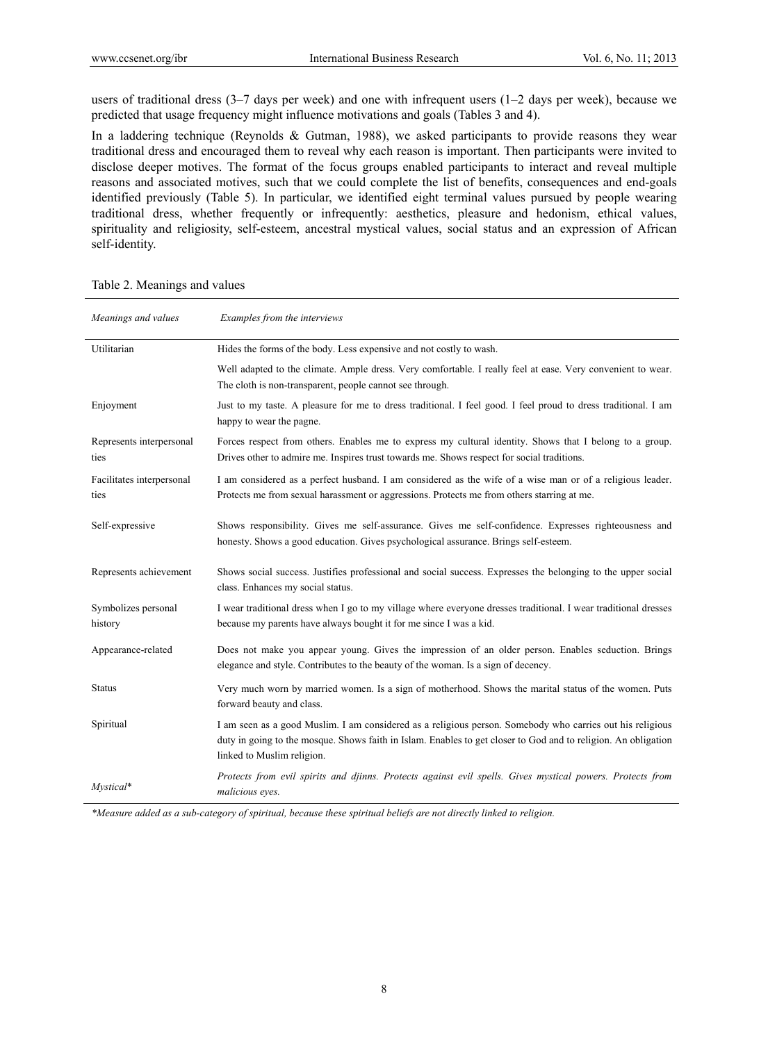users of traditional dress (3–7 days per week) and one with infrequent users (1–2 days per week), because we predicted that usage frequency might influence motivations and goals (Tables 3 and 4).

In a laddering technique (Reynolds & Gutman, 1988), we asked participants to provide reasons they wear traditional dress and encouraged them to reveal why each reason is important. Then participants were invited to disclose deeper motives. The format of the focus groups enabled participants to interact and reveal multiple reasons and associated motives, such that we could complete the list of benefits, consequences and end-goals identified previously (Table 5). In particular, we identified eight terminal values pursued by people wearing traditional dress, whether frequently or infrequently: aesthetics, pleasure and hedonism, ethical values, spirituality and religiosity, self-esteem, ancestral mystical values, social status and an expression of African self-identity.

Table 2. Meanings and values

| *Meanings and values* | *Examples from the interviews* |
|---|---|
| Utilitarian | Hides the forms of the body. Less expensive and not costly to wash. |
| | Well adapted to the climate. Ample dress. Very comfortable. I really feel at ease. Very convenient to wear. The cloth is non-transparent, people cannot see through. |
| Enjoyment | Just to my taste. A pleasure for me to dress traditional. I feel good. I feel proud to dress traditional. I am happy to wear the pagne. |
| Represents interpersonal ties | Forces respect from others. Enables me to express my cultural identity. Shows that I belong to a group. Drives other to admire me. Inspires trust towards me. Shows respect for social traditions. |
| Facilitates interpersonal ties | I am considered as a perfect husband. I am considered as the wife of a wise man or of a religious leader. Protects me from sexual harassment or aggressions. Protects me from others starring at me. |
| Self-expressive | Shows responsibility. Gives me self-assurance. Gives me self-confidence. Expresses righteousness and honesty. Shows a good education. Gives psychological assurance. Brings self-esteem. |
| Represents achievement | Shows social success. Justifies professional and social success. Expresses the belonging to the upper social class. Enhances my social status. |
| Symbolizes personal history | I wear traditional dress when I go to my village where everyone dresses traditional. I wear traditional dresses because my parents have always bought it for me since I was a kid. |
| Appearance-related | Does not make you appear young. Gives the impression of an older person. Enables seduction. Brings elegance and style. Contributes to the beauty of the woman. Is a sign of decency. |
| Status | Very much worn by married women. Is a sign of motherhood. Shows the marital status of the women. Puts forward beauty and class. |
| Spiritual | I am seen as a good Muslim. I am considered as a religious person. Somebody who carries out his religious duty in going to the mosque. Shows faith in Islam. Enables to get closer to God and to religion. An obligation linked to Muslim religion. |
| *Mystical\** | *Protects from evil spirits and djinns. Protects against evil spells. Gives mystical powers. Protects from malicious eyes.* |

*\*Measure added as a sub-category of spiritual, because these spiritual beliefs are not directly linked to religion.*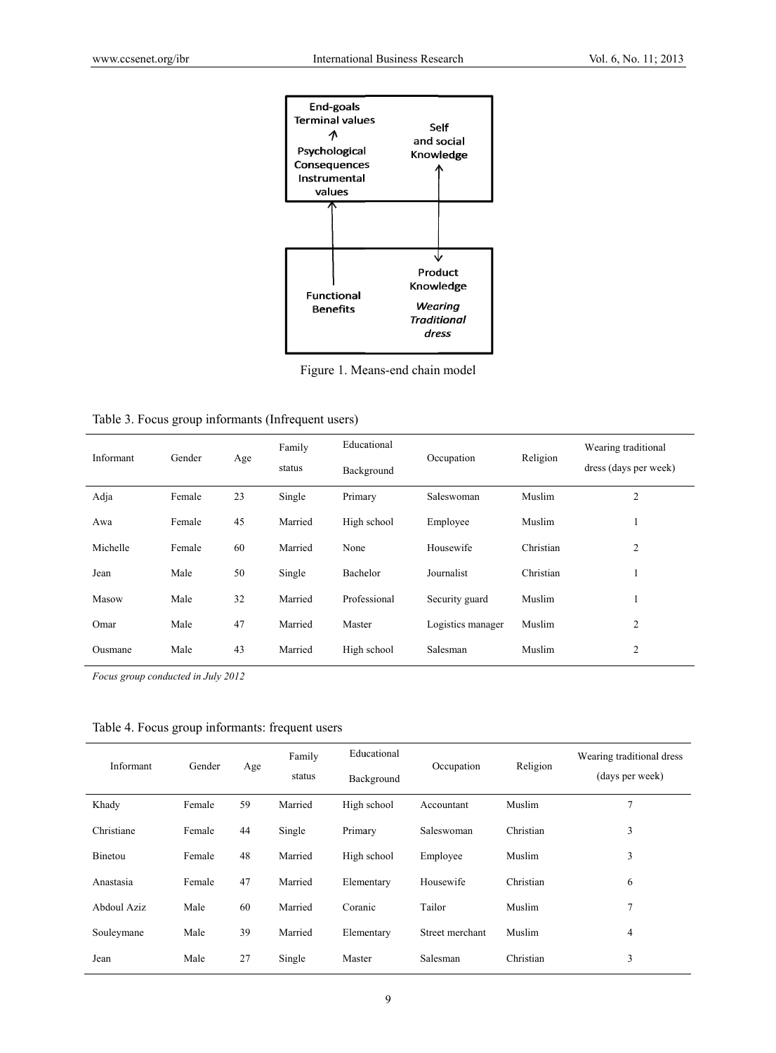Figure 1. Means-end chain model

Table 3. Focus group informants (Infrequent users)

| Informant | Gender | Age | Family status | Educational Background | Occupation | Religion | Wearing traditional dress (days per week) |
|---|---|---|---|---|---|---|---|
| Adja | Female | 23 | Single | Primary | Saleswoman | Muslim | 2 |
| Awa | Female | 45 | Married | High school | Employee | Muslim | 1 |
| Michelle | Female | 60 | Married | None | Housewife | Christian | 2 |
| Jean | Male | 50 | Single | Bachelor | Journalist | Christian | 1 |
| Masow | Male | 32 | Married | Professional | Security guard | Muslim | 1 |
| Omar | Male | 47 | Married | Master | Logistics manager | Muslim | 2 |
| Ousmane | Male | 43 | Married | High school | Salesman | Muslim | 2 |

*Focus group conducted in July 2012*

Table 4. Focus group informants: frequent users

| Informant | Gender | Age | Family status | Educational Background | Occupation | Religion | Wearing traditional dress (days per week) |
|---|---|---|---|---|---|---|---|
| Khady | Female | 59 | Married | High school | Accountant | Muslim | 7 |
| Christiane | Female | 44 | Single | Primary | Saleswoman | Christian | 3 |
| Binetou | Female | 48 | Married | High school | Employee | Muslim | 3 |
| Anastasia | Female | 47 | Married | Elementary | Housewife | Christian | 6 |
| Abdoul Aziz | Male | 60 | Married | Coranic | Tailor | Muslim | 7 |
| Souleymane | Male | 39 | Married | Elementary | Street merchant | Muslim | 4 |
| Jean | Male | 27 | Single | Master | Salesman | Christian | 3 |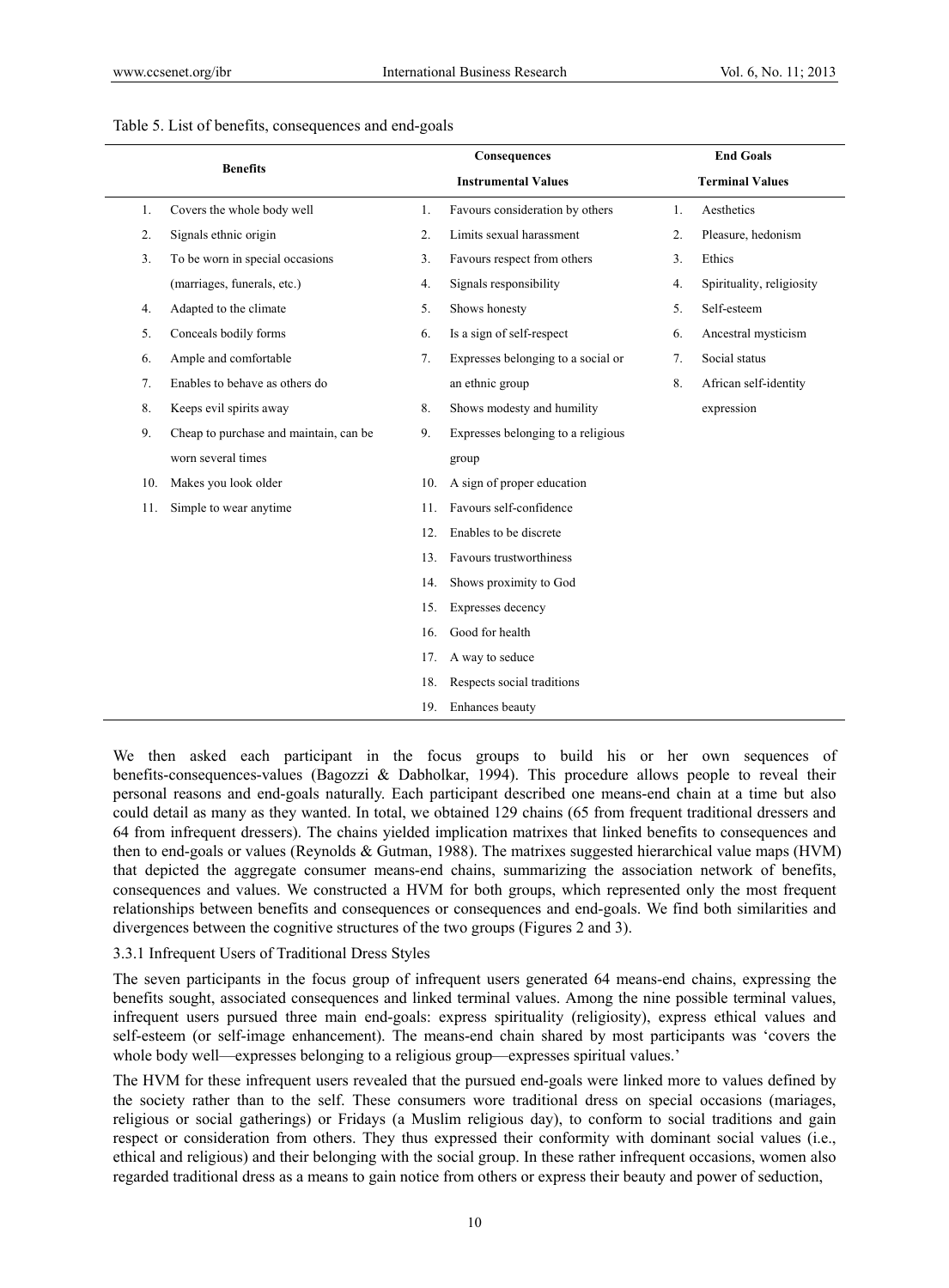Table 5. List of benefits, consequences and end-goals

| Benefits | Consequences Instrumental Values | End Goals Terminal Values |
|---|---|---|
| 1. Covers the whole body well | 1. Favours consideration by others | 1. Aesthetics |
| 2. Signals ethnic origin | 2. Limits sexual harassment | 2. Pleasure, hedonism |
| 3. To be worn in special occasions (marriages, funerals, etc.) | 3. Favours respect from others | 3. Ethics |
| | 4. Signals responsibility | 4. Spirituality, religiosity |
| 4. Adapted to the climate | 5. Shows honesty | 5. Self-esteem |
| 5. Conceals bodily forms | 6. Is a sign of self-respect | 6. Ancestral mysticism |
| 6. Ample and comfortable | 7. Expresses belonging to a social or an ethnic group | 7. Social status |
| 7. Enables to behave as others do | | 8. African self-identity expression |
| 8. Keeps evil spirits away | 8. Shows modesty and humility | |
| 9. Cheap to purchase and maintain, can be worn several times | 9. Expresses belonging to a religious group | |
| 10. Makes you look older | 10. A sign of proper education | |
| 11. Simple to wear anytime | 11. Favours self-confidence | |
| | 12. Enables to be discrete | |
| | 13. Favours trustworthiness | |
| | 14. Shows proximity to God | |
| | 15. Expresses decency | |
| | 16. Good for health | |
| | 17. A way to seduce | |
| | 18. Respects social traditions | |
| | 19. Enhances beauty | |

We then asked each participant in the focus groups to build his or her own sequences of benefits-consequences-values (Bagozzi & Dabholkar, 1994). This procedure allows people to reveal their personal reasons and end-goals naturally. Each participant described one means-end chain at a time but also could detail as many as they wanted. In total, we obtained 129 chains (65 from frequent traditional dressers and 64 from infrequent dressers). The chains yielded implication matrixes that linked benefits to consequences and then to end-goals or values (Reynolds & Gutman, 1988). The matrixes suggested hierarchical value maps (HVM) that depicted the aggregate consumer means-end chains, summarizing the association network of benefits, consequences and values. We constructed a HVM for both groups, which represented only the most frequent relationships between benefits and consequences or consequences and end-goals. We find both similarities and divergences between the cognitive structures of the two groups (Figures 2 and 3).

### 3.3.1 Infrequent Users of Traditional Dress Styles

The seven participants in the focus group of infrequent users generated 64 means-end chains, expressing the benefits sought, associated consequences and linked terminal values. Among the nine possible terminal values, infrequent users pursued three main end-goals: express spirituality (religiosity), express ethical values and self-esteem (or self-image enhancement). The means-end chain shared by most participants was 'covers the whole body well—expresses belonging to a religious group—expresses spiritual values.'

The HVM for these infrequent users revealed that the pursued end-goals were linked more to values defined by the society rather than to the self. These consumers wore traditional dress on special occasions (mariages, religious or social gatherings) or Fridays (a Muslim religious day), to conform to social traditions and gain respect or consideration from others. They thus expressed their conformity with dominant social values (i.e., ethical and religious) and their belonging with the social group. In these rather infrequent occasions, women also regarded traditional dress as a means to gain notice from others or express their beauty and power of seduction,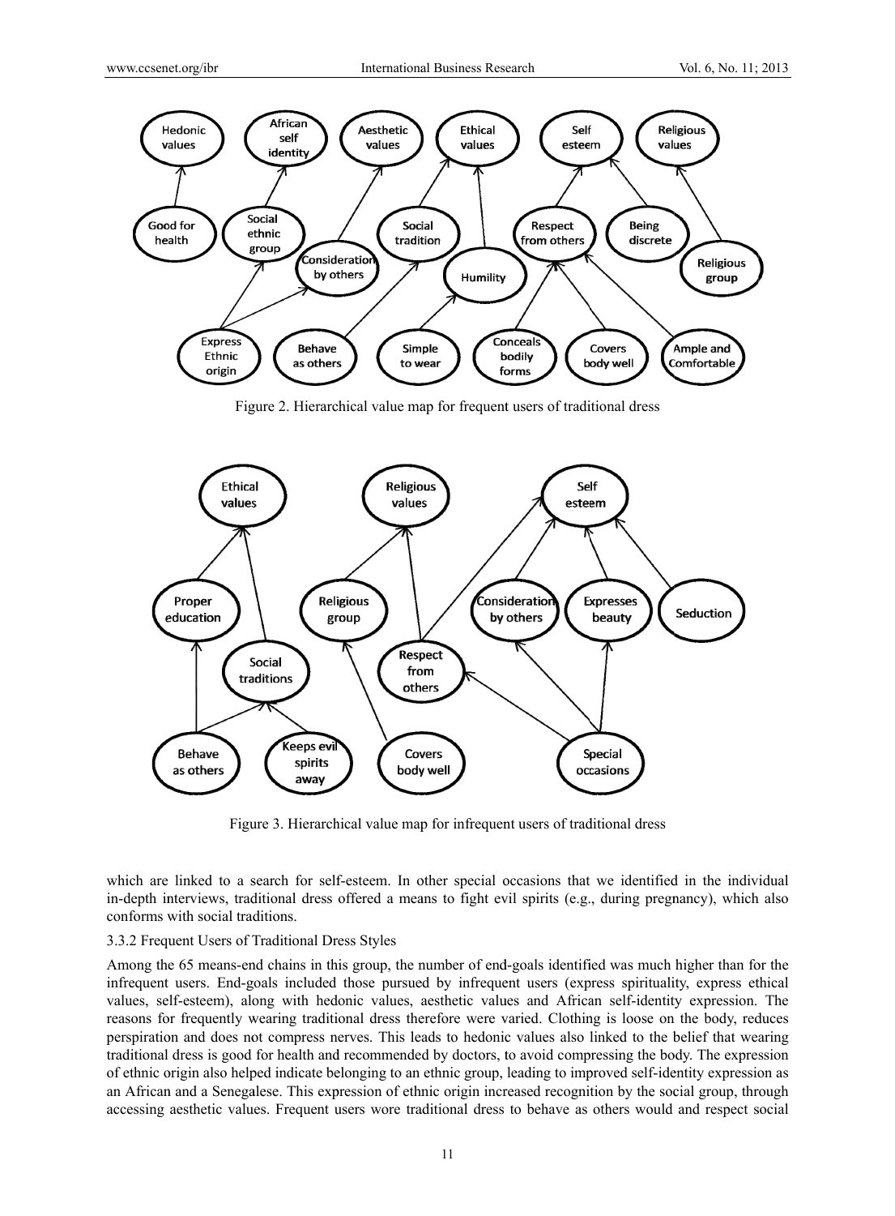Figure 2. Hierarchical value map for frequent users of traditional dress

Figure 3. Hierarchical value map for infrequent users of traditional dress

which are linked to a search for self-esteem. In other special occasions that we identified in the individual in-depth interviews, traditional dress offered a means to fight evil spirits (e.g., during pregnancy), which also conforms with social traditions.

3.3.2 Frequent Users of Traditional Dress Styles

Among the 65 means-end chains in this group, the number of end-goals identified was much higher than for the infrequent users. End-goals included those pursued by infrequent users (express spirituality, express ethical values, self-esteem), along with hedonic values, aesthetic values and African self-identity expression. The reasons for frequently wearing traditional dress therefore were varied. Clothing is loose on the body, reduces perspiration and does not compress nerves. This leads to hedonic values also linked to the belief that wearing traditional dress is good for health and recommended by doctors, to avoid compressing the body. The expression of ethnic origin also helped indicate belonging to an ethnic group, leading to improved self-identity expression as an African and a Senegalese. This expression of ethnic origin increased recognition by the social group, through accessing aesthetic values. Frequent users wore traditional dress to behave as others would and respect social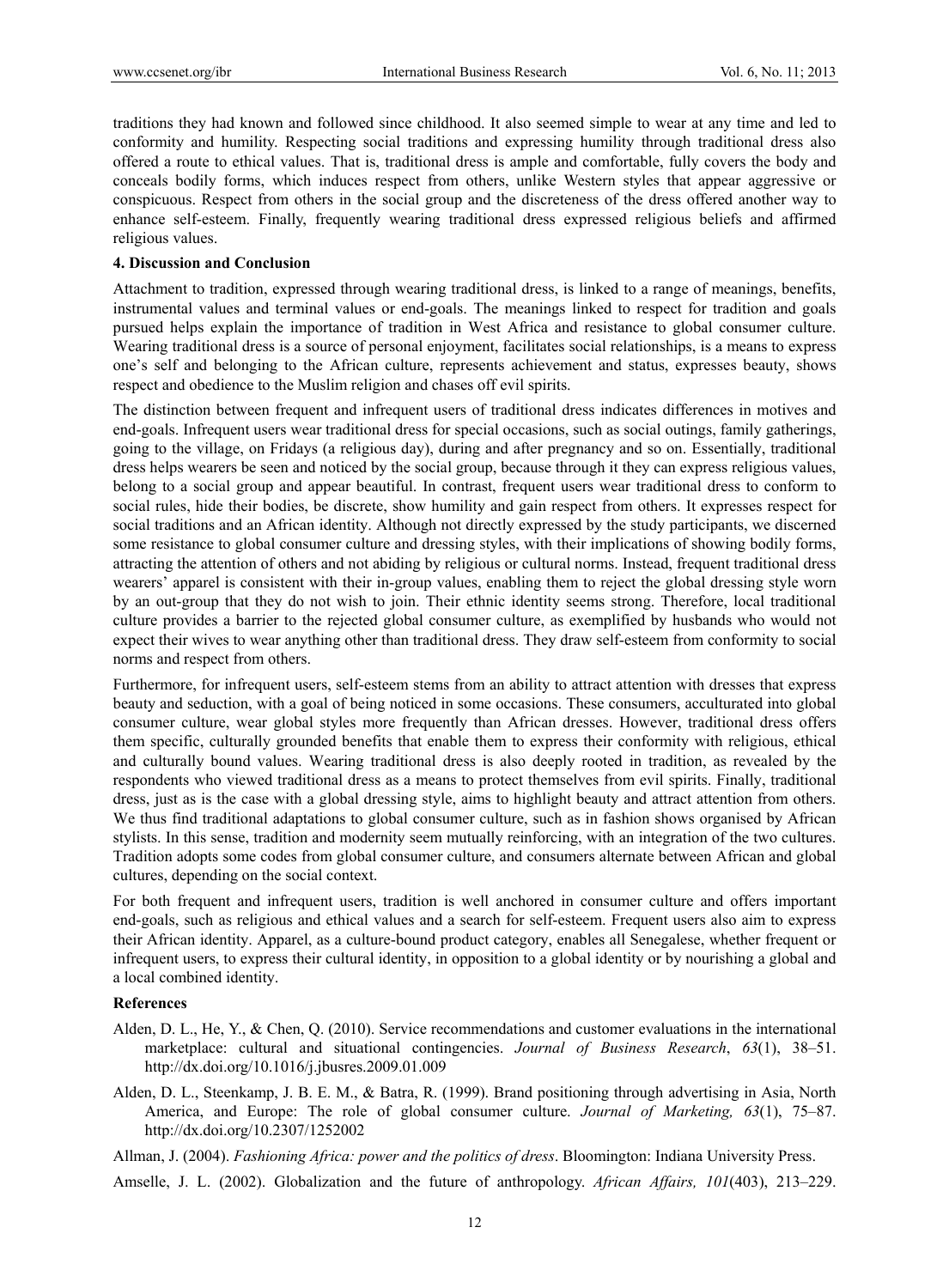traditions they had known and followed since childhood. It also seemed simple to wear at any time and led to conformity and humility. Respecting social traditions and expressing humility through traditional dress also offered a route to ethical values. That is, traditional dress is ample and comfortable, fully covers the body and conceals bodily forms, which induces respect from others, unlike Western styles that appear aggressive or conspicuous. Respect from others in the social group and the discreteness of the dress offered another way to enhance self-esteem. Finally, frequently wearing traditional dress expressed religious beliefs and affirmed religious values.

## 4. Discussion and Conclusion

Attachment to tradition, expressed through wearing traditional dress, is linked to a range of meanings, benefits, instrumental values and terminal values or end-goals. The meanings linked to respect for tradition and goals pursued helps explain the importance of tradition in West Africa and resistance to global consumer culture. Wearing traditional dress is a source of personal enjoyment, facilitates social relationships, is a means to express one's self and belonging to the African culture, represents achievement and status, expresses beauty, shows respect and obedience to the Muslim religion and chases off evil spirits.

The distinction between frequent and infrequent users of traditional dress indicates differences in motives and end-goals. Infrequent users wear traditional dress for special occasions, such as social outings, family gatherings, going to the village, on Fridays (a religious day), during and after pregnancy and so on. Essentially, traditional dress helps wearers be seen and noticed by the social group, because through it they can express religious values, belong to a social group and appear beautiful. In contrast, frequent users wear traditional dress to conform to social rules, hide their bodies, be discrete, show humility and gain respect from others. It expresses respect for social traditions and an African identity. Although not directly expressed by the study participants, we discerned some resistance to global consumer culture and dressing styles, with their implications of showing bodily forms, attracting the attention of others and not abiding by religious or cultural norms. Instead, frequent traditional dress wearers' apparel is consistent with their in-group values, enabling them to reject the global dressing style worn by an out-group that they do not wish to join. Their ethnic identity seems strong. Therefore, local traditional culture provides a barrier to the rejected global consumer culture, as exemplified by husbands who would not expect their wives to wear anything other than traditional dress. They draw self-esteem from conformity to social norms and respect from others.

Furthermore, for infrequent users, self-esteem stems from an ability to attract attention with dresses that express beauty and seduction, with a goal of being noticed in some occasions. These consumers, acculturated into global consumer culture, wear global styles more frequently than African dresses. However, traditional dress offers them specific, culturally grounded benefits that enable them to express their conformity with religious, ethical and culturally bound values. Wearing traditional dress is also deeply rooted in tradition, as revealed by the respondents who viewed traditional dress as a means to protect themselves from evil spirits. Finally, traditional dress, just as is the case with a global dressing style, aims to highlight beauty and attract attention from others. We thus find traditional adaptations to global consumer culture, such as in fashion shows organised by African stylists. In this sense, tradition and modernity seem mutually reinforcing, with an integration of the two cultures. Tradition adopts some codes from global consumer culture, and consumers alternate between African and global cultures, depending on the social context.

For both frequent and infrequent users, tradition is well anchored in consumer culture and offers important end-goals, such as religious and ethical values and a search for self-esteem. Frequent users also aim to express their African identity. Apparel, as a culture-bound product category, enables all Senegalese, whether frequent or infrequent users, to express their cultural identity, in opposition to a global identity or by nourishing a global and a local combined identity.

## References

Alden, D. L., He, Y., & Chen, Q. (2010). Service recommendations and customer evaluations in the international marketplace: cultural and situational contingencies. *Journal of Business Research*, *63*(1), 38–51. http://dx.doi.org/10.1016/j.jbusres.2009.01.009

Alden, D. L., Steenkamp, J. B. E. M., & Batra, R. (1999). Brand positioning through advertising in Asia, North America, and Europe: The role of global consumer culture. *Journal of Marketing, 63*(1), 75–87. http://dx.doi.org/10.2307/1252002

Allman, J. (2004). *Fashioning Africa: power and the politics of dress*. Bloomington: Indiana University Press.

Amselle, J. L. (2002). Globalization and the future of anthropology. *African Affairs, 101*(403), 213–229.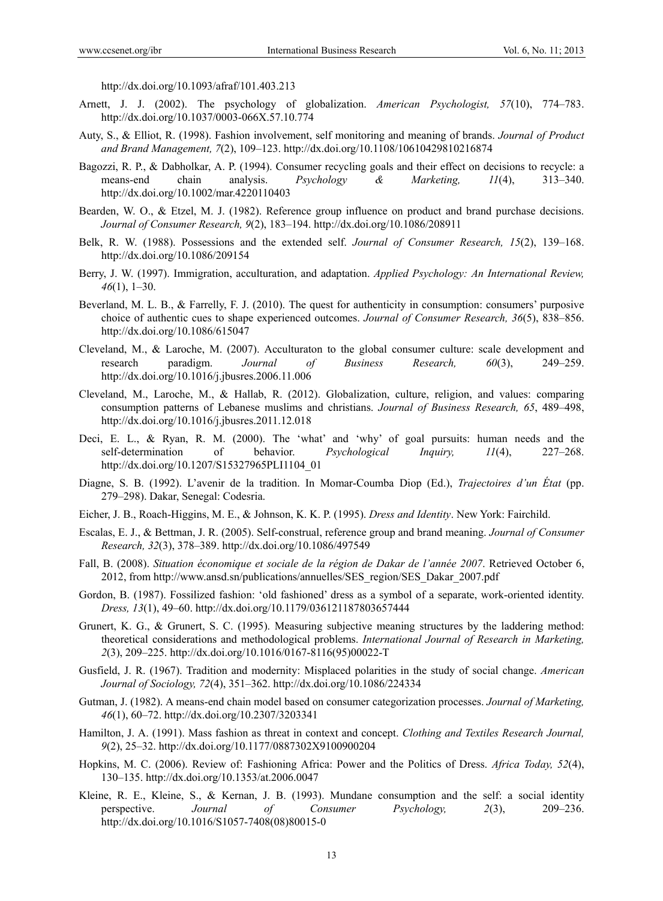http://dx.doi.org/10.1093/afraf/101.403.213

Arnett, J. J. (2002). The psychology of globalization. *American Psychologist, 57*(10), 774–783. http://dx.doi.org/10.1037/0003-066X.57.10.774

Auty, S., & Elliot, R. (1998). Fashion involvement, self monitoring and meaning of brands. *Journal of Product and Brand Management, 7*(2), 109–123. http://dx.doi.org/10.1108/10610429810216874

Bagozzi, R. P., & Dabholkar, A. P. (1994). Consumer recycling goals and their effect on decisions to recycle: a means-end chain analysis. *Psychology & Marketing, 11*(4), 313–340. http://dx.doi.org/10.1002/mar.4220110403

Bearden, W. O., & Etzel, M. J. (1982). Reference group influence on product and brand purchase decisions. *Journal of Consumer Research, 9*(2), 183–194. http://dx.doi.org/10.1086/208911

Belk, R. W. (1988). Possessions and the extended self. *Journal of Consumer Research, 15*(2), 139–168. http://dx.doi.org/10.1086/209154

Berry, J. W. (1997). Immigration, acculturation, and adaptation. *Applied Psychology: An International Review, 46*(1), 1–30.

Beverland, M. L. B., & Farrelly, F. J. (2010). The quest for authenticity in consumption: consumers' purposive choice of authentic cues to shape experienced outcomes. *Journal of Consumer Research, 36*(5), 838–856. http://dx.doi.org/10.1086/615047

Cleveland, M., & Laroche, M. (2007). Acculturaton to the global consumer culture: scale development and research paradigm. *Journal of Business Research, 60*(3), 249–259. http://dx.doi.org/10.1016/j.jbusres.2006.11.006

Cleveland, M., Laroche, M., & Hallab, R. (2012). Globalization, culture, religion, and values: comparing consumption patterns of Lebanese muslims and christians. *Journal of Business Research, 65*, 489–498, http://dx.doi.org/10.1016/j.jbusres.2011.12.018

Deci, E. L., & Ryan, R. M. (2000). The 'what' and 'why' of goal pursuits: human needs and the self-determination of behavior. *Psychological Inquiry, 11*(4), 227–268. http://dx.doi.org/10.1207/S15327965PLI1104_01

Diagne, S. B. (1992). L'avenir de la tradition. In Momar-Coumba Diop (Ed.), *Trajectoires d'un État* (pp. 279–298). Dakar, Senegal: Codesria.

Eicher, J. B., Roach-Higgins, M. E., & Johnson, K. K. P. (1995). *Dress and Identity*. New York: Fairchild.

Escalas, E. J., & Bettman, J. R. (2005). Self-construal, reference group and brand meaning. *Journal of Consumer Research, 32*(3), 378–389. http://dx.doi.org/10.1086/497549

Fall, B. (2008). *Situation économique et sociale de la région de Dakar de l'année 2007*. Retrieved October 6, 2012, from http://www.ansd.sn/publications/annuelles/SES_region/SES_Dakar_2007.pdf

Gordon, B. (1987). Fossilized fashion: 'old fashioned' dress as a symbol of a separate, work-oriented identity. *Dress, 13*(1), 49–60. http://dx.doi.org/10.1179/036121187803657444

Grunert, K. G., & Grunert, S. C. (1995). Measuring subjective meaning structures by the laddering method: theoretical considerations and methodological problems. *International Journal of Research in Marketing, 2*(3), 209–225. http://dx.doi.org/10.1016/0167-8116(95)00022-T

Gusfield, J. R. (1967). Tradition and modernity: Misplaced polarities in the study of social change. *American Journal of Sociology, 72*(4), 351–362. http://dx.doi.org/10.1086/224334

Gutman, J. (1982). A means-end chain model based on consumer categorization processes. *Journal of Marketing, 46*(1), 60–72. http://dx.doi.org/10.2307/3203341

Hamilton, J. A. (1991). Mass fashion as threat in context and concept. *Clothing and Textiles Research Journal, 9*(2), 25–32. http://dx.doi.org/10.1177/0887302X9100900204

Hopkins, M. C. (2006). Review of: Fashioning Africa: Power and the Politics of Dress. *Africa Today, 52*(4), 130–135. http://dx.doi.org/10.1353/at.2006.0047

Kleine, R. E., Kleine, S., & Kernan, J. B. (1993). Mundane consumption and the self: a social identity perspective. *Journal of Consumer Psychology, 2*(3), 209–236. http://dx.doi.org/10.1016/S1057-7408(08)80015-0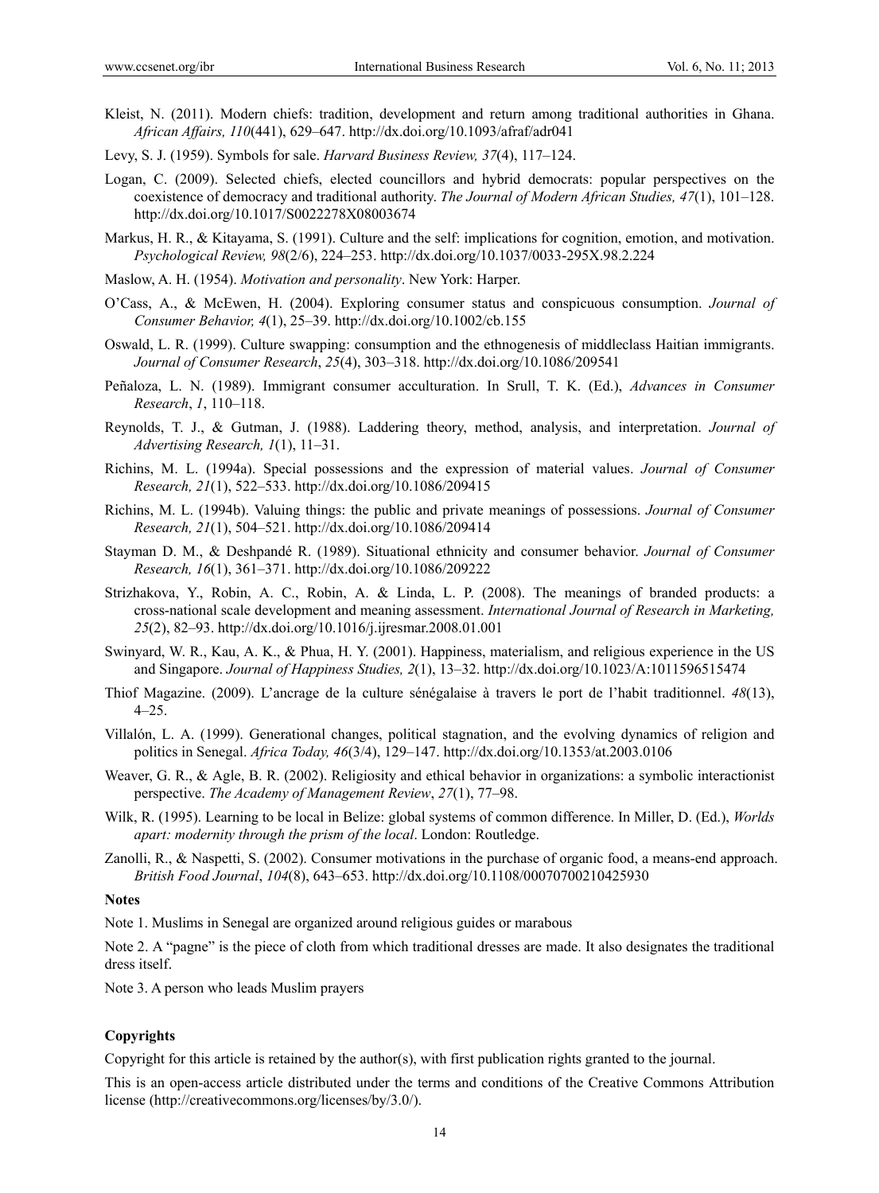Kleist, N. (2011). Modern chiefs: tradition, development and return among traditional authorities in Ghana. *African Affairs, 110*(441), 629–647. http://dx.doi.org/10.1093/afraf/adr041

Levy, S. J. (1959). Symbols for sale. *Harvard Business Review, 37*(4), 117–124.

Logan, C. (2009). Selected chiefs, elected councillors and hybrid democrats: popular perspectives on the coexistence of democracy and traditional authority. *The Journal of Modern African Studies, 47*(1), 101–128. http://dx.doi.org/10.1017/S0022278X08003674

Markus, H. R., & Kitayama, S. (1991). Culture and the self: implications for cognition, emotion, and motivation. *Psychological Review, 98*(2/6), 224–253. http://dx.doi.org/10.1037/0033-295X.98.2.224

Maslow, A. H. (1954). *Motivation and personality*. New York: Harper.

O'Cass, A., & McEwen, H. (2004). Exploring consumer status and conspicuous consumption. *Journal of Consumer Behavior, 4*(1), 25–39. http://dx.doi.org/10.1002/cb.155

Oswald, L. R. (1999). Culture swapping: consumption and the ethnogenesis of middleclass Haitian immigrants. *Journal of Consumer Research*, *25*(4), 303–318. http://dx.doi.org/10.1086/209541

Peñaloza, L. N. (1989). Immigrant consumer acculturation. In Srull, T. K. (Ed.), *Advances in Consumer Research*, *1*, 110–118.

Reynolds, T. J., & Gutman, J. (1988). Laddering theory, method, analysis, and interpretation. *Journal of Advertising Research, 1*(1), 11–31.

Richins, M. L. (1994a). Special possessions and the expression of material values. *Journal of Consumer Research, 21*(1), 522–533. http://dx.doi.org/10.1086/209415

Richins, M. L. (1994b). Valuing things: the public and private meanings of possessions. *Journal of Consumer Research, 21*(1), 504–521. http://dx.doi.org/10.1086/209414

Stayman D. M., & Deshpandé R. (1989). Situational ethnicity and consumer behavior. *Journal of Consumer Research, 16*(1), 361–371. http://dx.doi.org/10.1086/209222

Strizhakova, Y., Robin, A. C., Robin, A. & Linda, L. P. (2008). The meanings of branded products: a cross-national scale development and meaning assessment. *International Journal of Research in Marketing, 25*(2), 82–93. http://dx.doi.org/10.1016/j.ijresmar.2008.01.001

Swinyard, W. R., Kau, A. K., & Phua, H. Y. (2001). Happiness, materialism, and religious experience in the US and Singapore. *Journal of Happiness Studies, 2*(1), 13–32. http://dx.doi.org/10.1023/A:1011596515474

Thiof Magazine. (2009). L'ancrage de la culture sénégalaise à travers le port de l'habit traditionnel. *48*(13), 4–25.

Villalón, L. A. (1999). Generational changes, political stagnation, and the evolving dynamics of religion and politics in Senegal. *Africa Today, 46*(3/4), 129–147. http://dx.doi.org/10.1353/at.2003.0106

Weaver, G. R., & Agle, B. R. (2002). Religiosity and ethical behavior in organizations: a symbolic interactionist perspective. *The Academy of Management Review*, *27*(1), 77–98.

Wilk, R. (1995). Learning to be local in Belize: global systems of common difference. In Miller, D. (Ed.), *Worlds apart: modernity through the prism of the local*. London: Routledge.

Zanolli, R., & Naspetti, S. (2002). Consumer motivations in the purchase of organic food, a means-end approach. *British Food Journal*, *104*(8), 643–653. http://dx.doi.org/10.1108/00070700210425930

**Notes**

Note 1. Muslims in Senegal are organized around religious guides or marabous

Note 2. A "pagne" is the piece of cloth from which traditional dresses are made. It also designates the traditional dress itself.

Note 3. A person who leads Muslim prayers

**Copyrights**

Copyright for this article is retained by the author(s), with first publication rights granted to the journal.

This is an open-access article distributed under the terms and conditions of the Creative Commons Attribution license (http://creativecommons.org/licenses/by/3.0/).